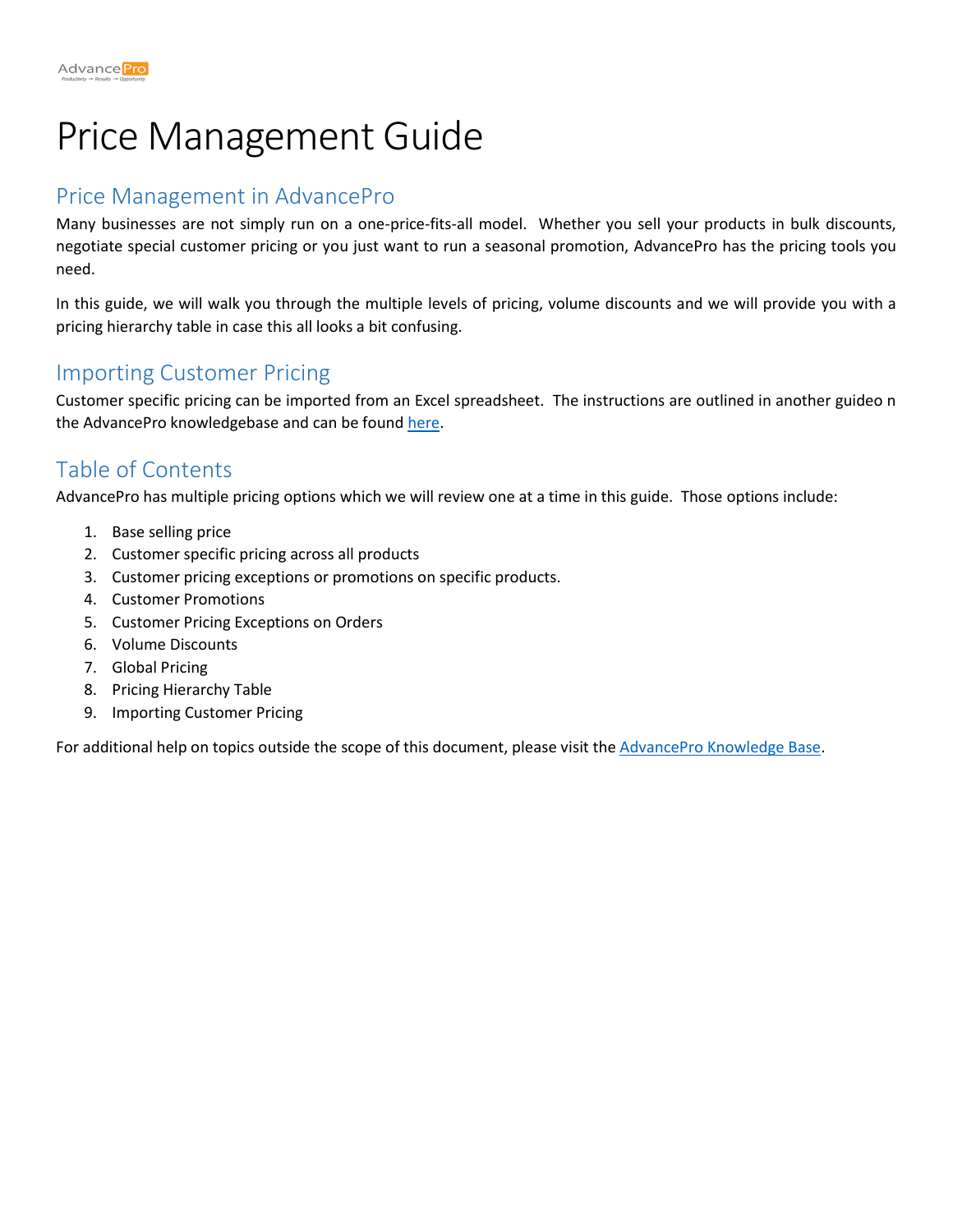# Price Management Guide

## Price Management in AdvancePro

Many businesses are not simply run on a one-price-fits-all model. Whether you sell your products in bulk discounts, negotiate special customer pricing or you just want to run a seasonal promotion, AdvancePro has the pricing tools you need.

In this guide, we will walk you through the multiple levels of pricing, volume discounts and we will provide you with a pricing hierarchy table in case this all looks a bit confusing.

## Importing Customer Pricing

Customer specific pricing can be imported from an Excel spreadsheet. The instructions are outlined in another guideo n the AdvancePro knowledgebase and can be found here.

## Table of Contents

AdvancePro has multiple pricing options which we will review one at a time in this guide. Those options include:

1. Base selling price
2. Customer specific pricing across all products
3. Customer pricing exceptions or promotions on specific products.
4. Customer Promotions
5. Customer Pricing Exceptions on Orders
6. Volume Discounts
7. Global Pricing
8. Pricing Hierarchy Table
9. Importing Customer Pricing

For additional help on topics outside the scope of this document, please visit the AdvancePro Knowledge Base.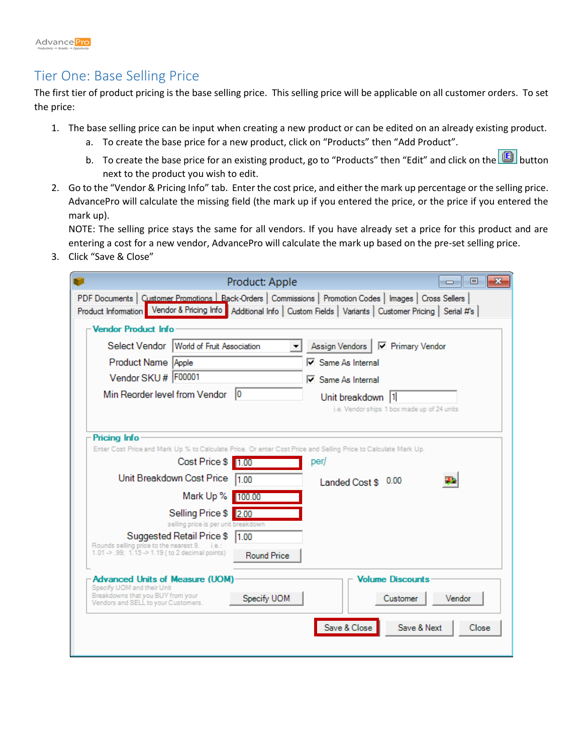## Tier One: Base Selling Price

The first tier of product pricing is the base selling price. This selling price will be applicable on all customer orders. To set the price:

1. The base selling price can be input when creating a new product or can be edited on an already existing product.
   a. To create the base price for a new product, click on "Products" then "Add Product".
   b. To create the base price for an existing product, go to "Products" then "Edit" and click on the button next to the product you wish to edit.
2. Go to the "Vendor & Pricing Info" tab. Enter the cost price, and either the mark up percentage or the selling price. AdvancePro will calculate the missing field (the mark up if you entered the price, or the price if you entered the mark up).
   NOTE: The selling price stays the same for all vendors. If you have already set a price for this product and are entering a cost for a new vendor, AdvancePro will calculate the mark up based on the pre-set selling price.
3. Click "Save & Close"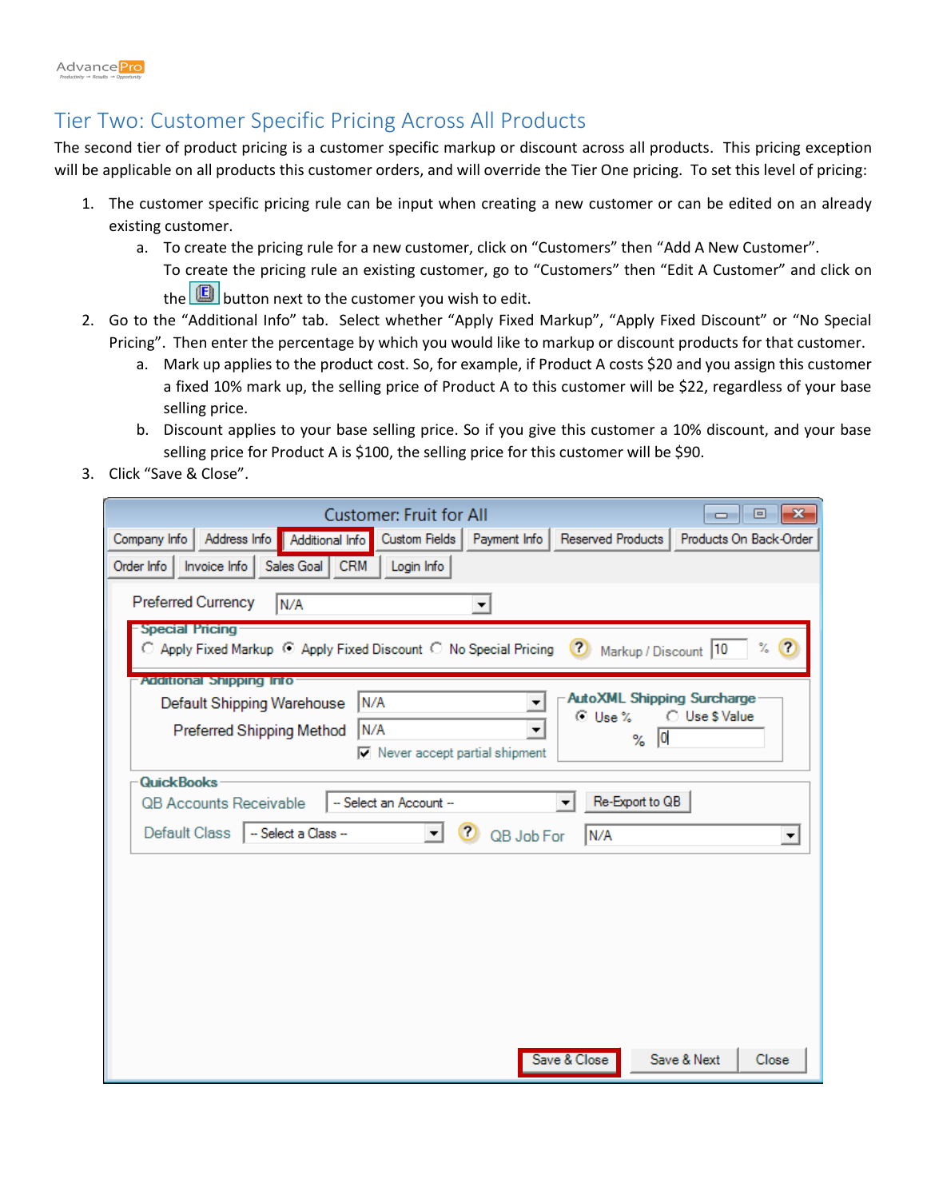## Tier Two: Customer Specific Pricing Across All Products

The second tier of product pricing is a customer specific markup or discount across all products. This pricing exception will be applicable on all products this customer orders, and will override the Tier One pricing. To set this level of pricing:

1. The customer specific pricing rule can be input when creating a new customer or can be edited on an already existing customer.
   a. To create the pricing rule for a new customer, click on "Customers" then "Add A New Customer". To create the pricing rule an existing customer, go to "Customers" then "Edit A Customer" and click on the [E] button next to the customer you wish to edit.
2. Go to the "Additional Info" tab. Select whether "Apply Fixed Markup", "Apply Fixed Discount" or "No Special Pricing". Then enter the percentage by which you would like to markup or discount products for that customer.
   a. Mark up applies to the product cost. So, for example, if Product A costs $20 and you assign this customer a fixed 10% mark up, the selling price of Product A to this customer will be $22, regardless of your base selling price.
   b. Discount applies to your base selling price. So if you give this customer a 10% discount, and your base selling price for Product A is $100, the selling price for this customer will be $90.
3. Click "Save & Close".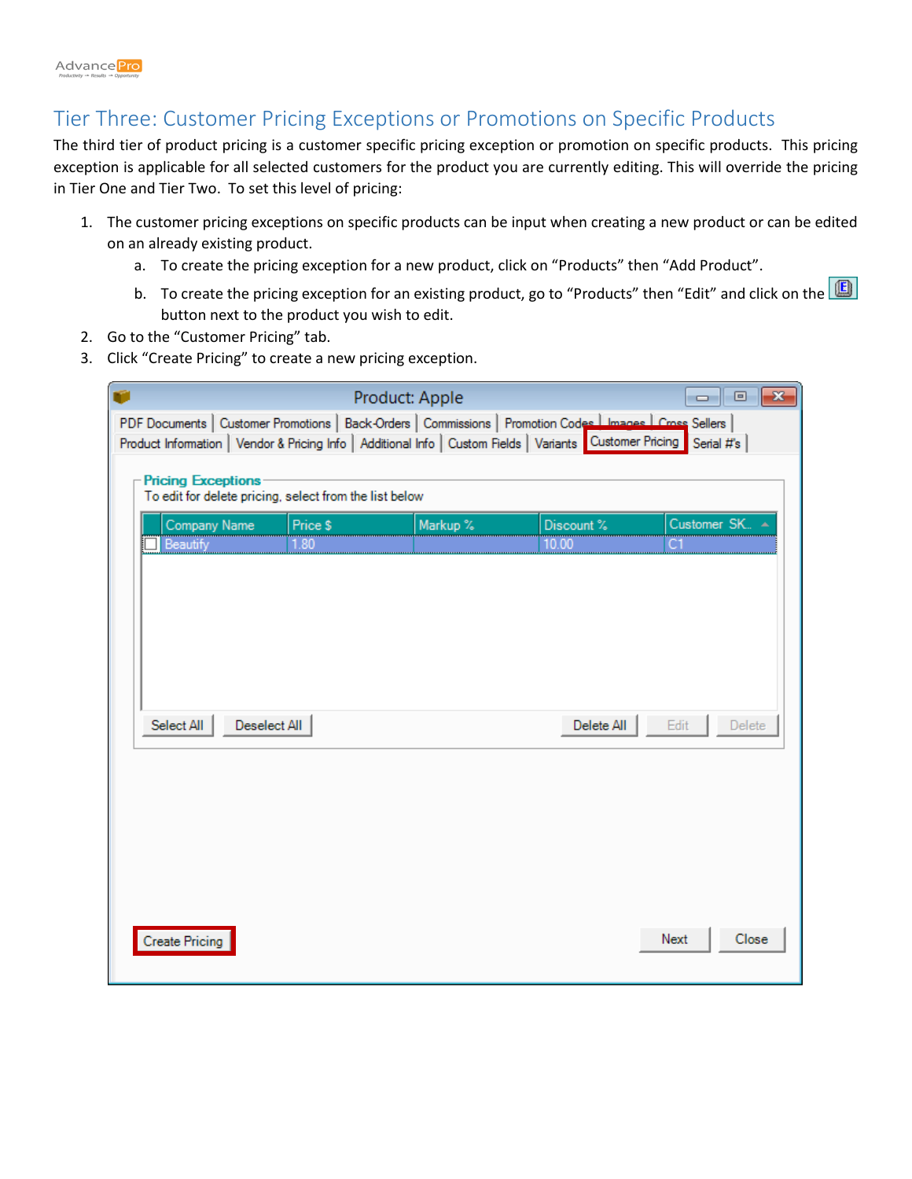## Tier Three: Customer Pricing Exceptions or Promotions on Specific Products

The third tier of product pricing is a customer specific pricing exception or promotion on specific products. This pricing exception is applicable for all selected customers for the product you are currently editing. This will override the pricing in Tier One and Tier Two. To set this level of pricing:

1. The customer pricing exceptions on specific products can be input when creating a new product or can be edited on an already existing product.
   a. To create the pricing exception for a new product, click on "Products" then "Add Product".
   b. To create the pricing exception for an existing product, go to "Products" then "Edit" and click on the [E] button next to the product you wish to edit.
2. Go to the "Customer Pricing" tab.
3. Click "Create Pricing" to create a new pricing exception.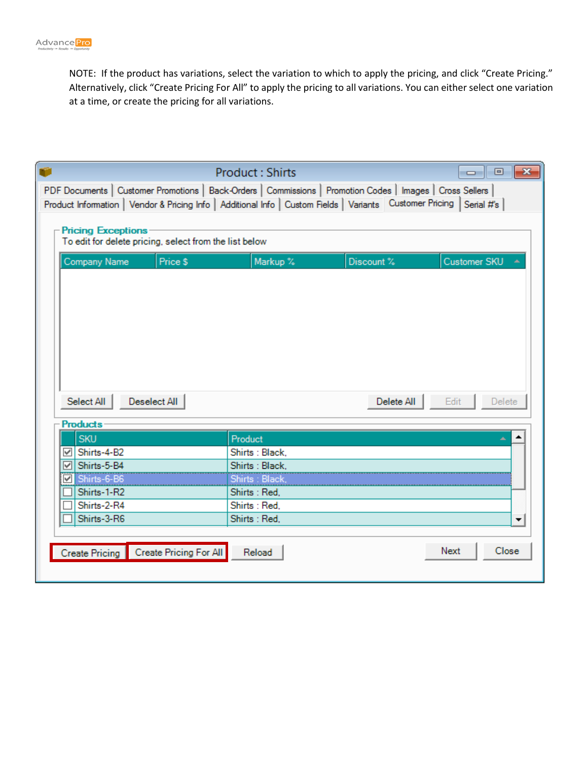NOTE: If the product has variations, select the variation to which to apply the pricing, and click “Create Pricing.” Alternatively, click “Create Pricing For All” to apply the pricing to all variations. You either select one variation at a time, or create the pricing for all variations.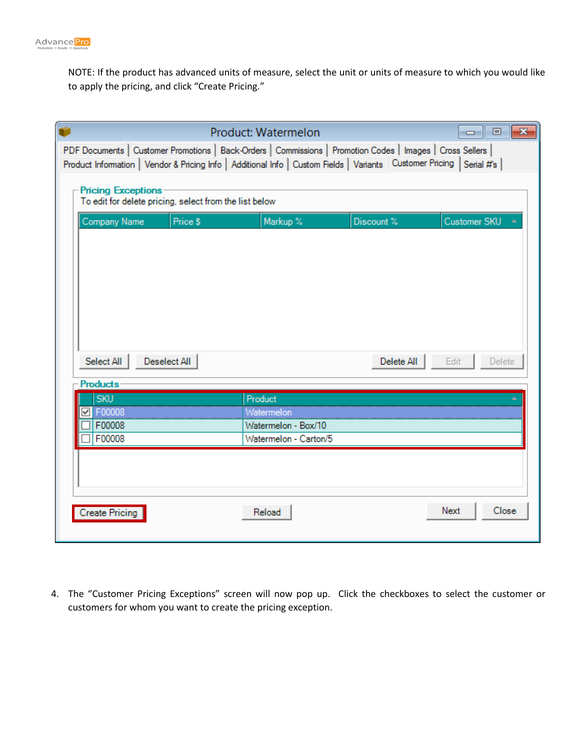NOTE: If the product has advanced units of measure, select the unit or units of measure to which you would like to apply the pricing, and click "Create Pricing."

4. The "Customer Pricing Exceptions" screen will now pop up. Click the checkboxes to select the customer or customers for whom you want to create the pricing exception.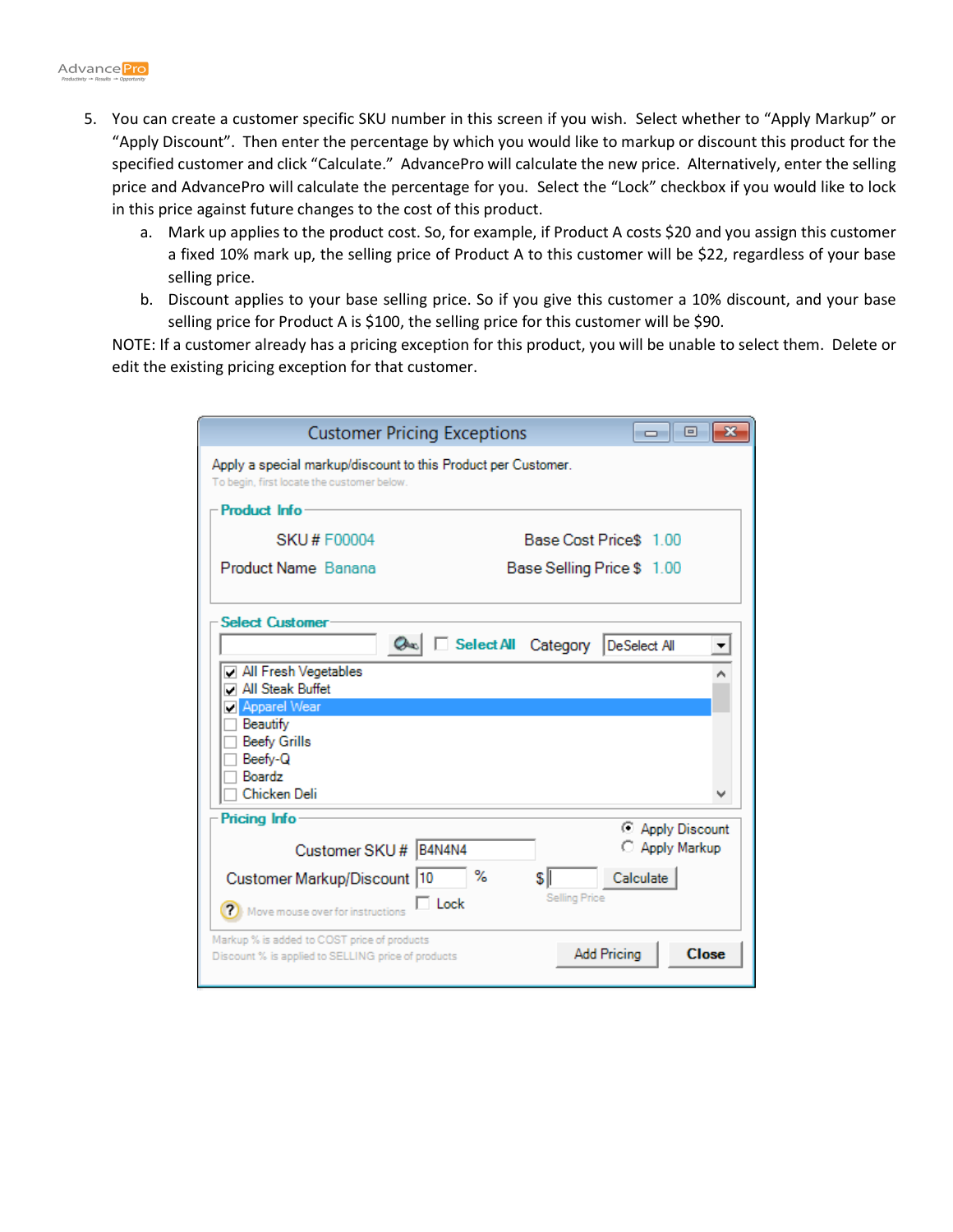5. You can create a customer specific SKU number in this screen if you wish. Select whether to “Apply Markup” or “Apply Discount”. Then enter the percentage by which you would like to markup or discount this product for the specified customer and click “Calculate.” AdvancePro will calculate the new price. Alternatively, enter the selling price and AdvancePro will calculate the percentage for you. Select the “Lock” checkbox if you would like to lock in this price against future changes to the cost of this product.
   a. Mark up applies to the product cost. So, for example, if Product A costs $20 and you assign this customer a fixed 10% mark up, the selling price of Product A to this customer will be $22, regardless of your base selling price.
   b. Discount applies to your base selling price. So if you give this customer a 10% discount, and your base selling price for Product A is $100, the selling price for this customer will be $90.

   NOTE: If a customer already has a pricing exception for this product, you will be unable to select them. Delete or edit the existing pricing exception for that customer.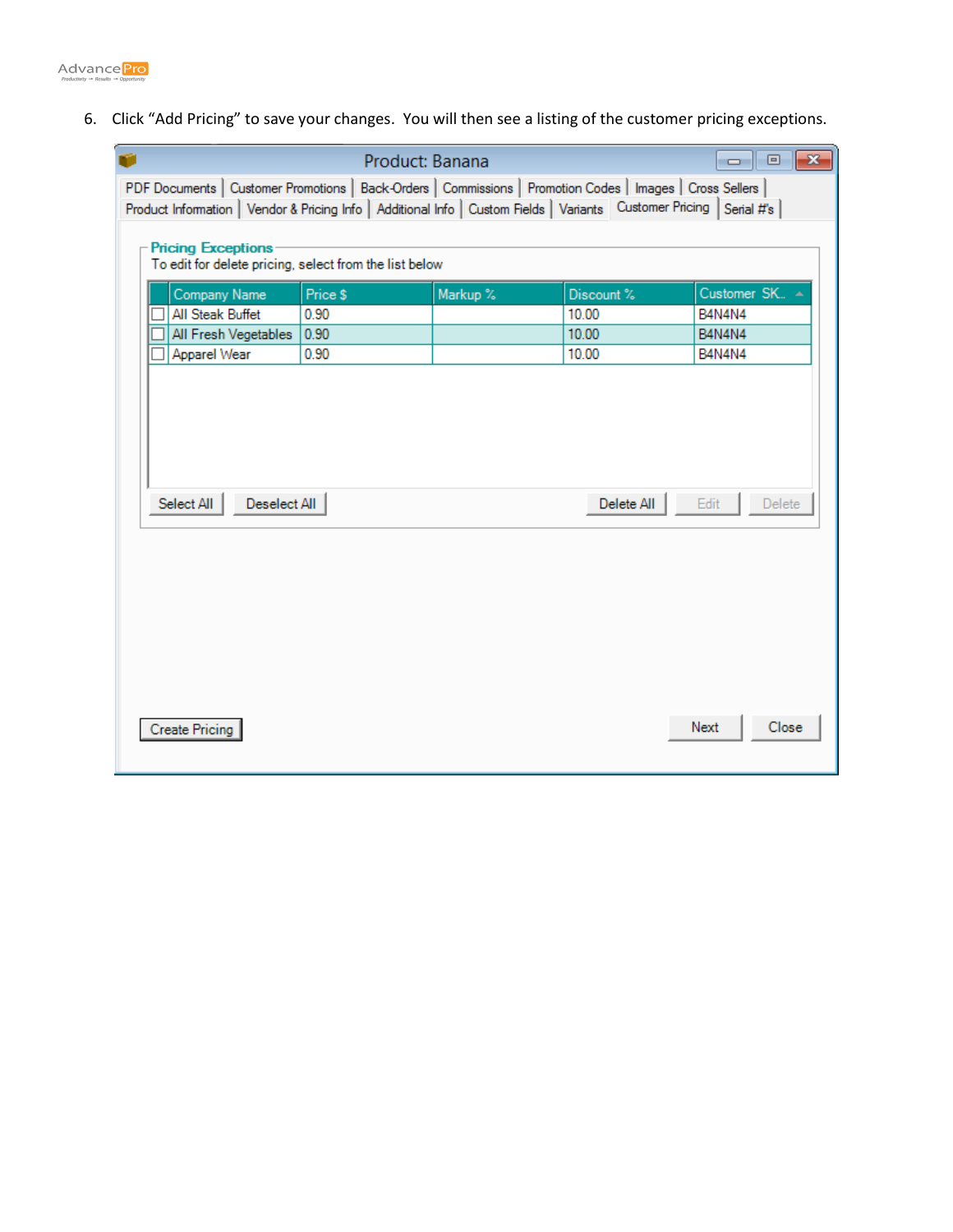6. Click “Add Pricing” to save your changes. You will then see a listing of the customer pricing exceptions.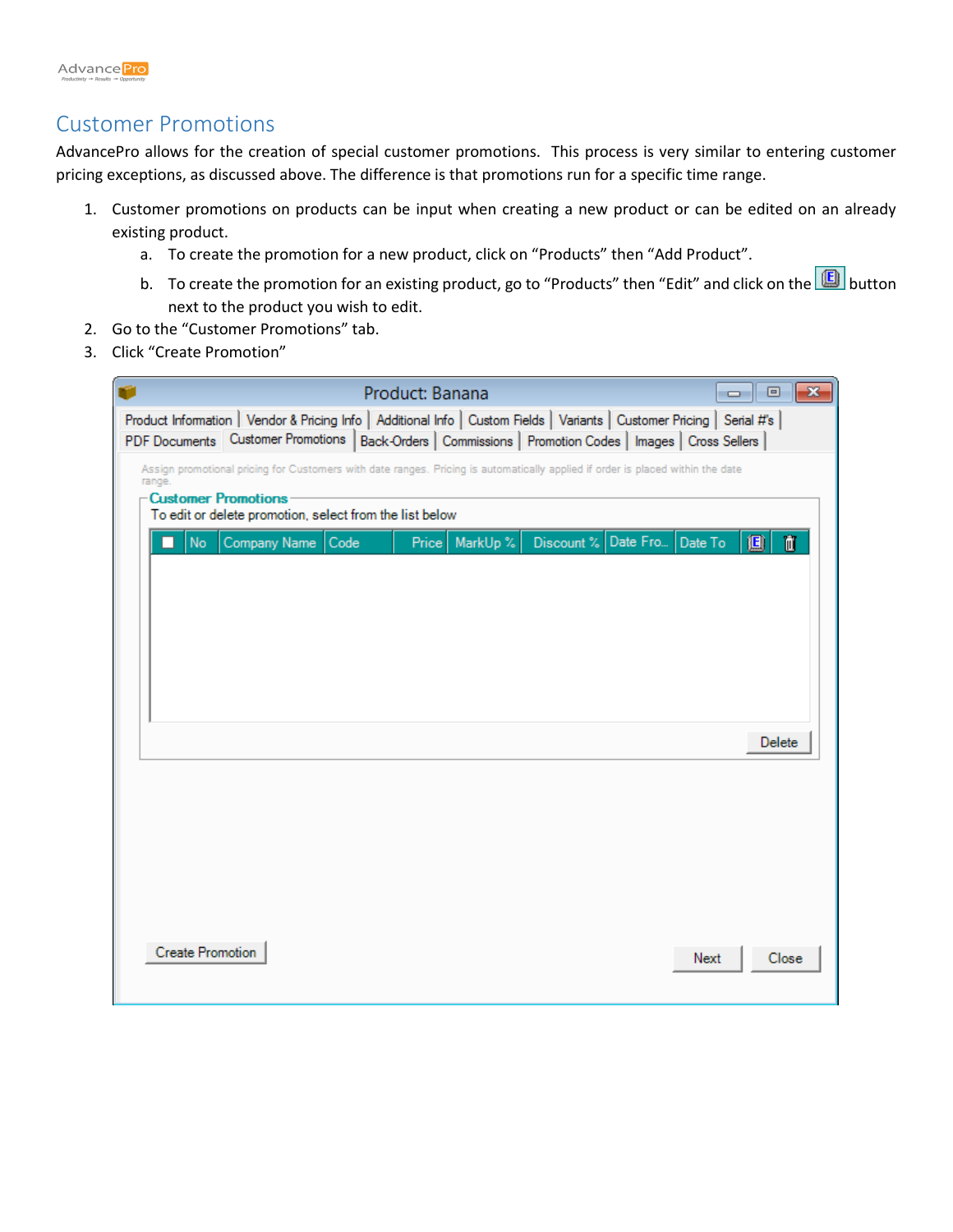## Customer Promotions

AdvancePro allows for the creation of special customer promotions. This process is very similar to entering customer pricing exceptions, as discussed above. The difference is that promotions run for a specific time range.

1. Customer promotions on products can be input when creating a new product or can be edited on an already existing product.
   a. To create the promotion for a new product, click on "Products" then "Add Product".
   b. To create the promotion for an existing product, go to "Products" then "Edit" and click on the button next to the product you wish to edit.
2. Go to the "Customer Promotions" tab.
3. Click "Create Promotion"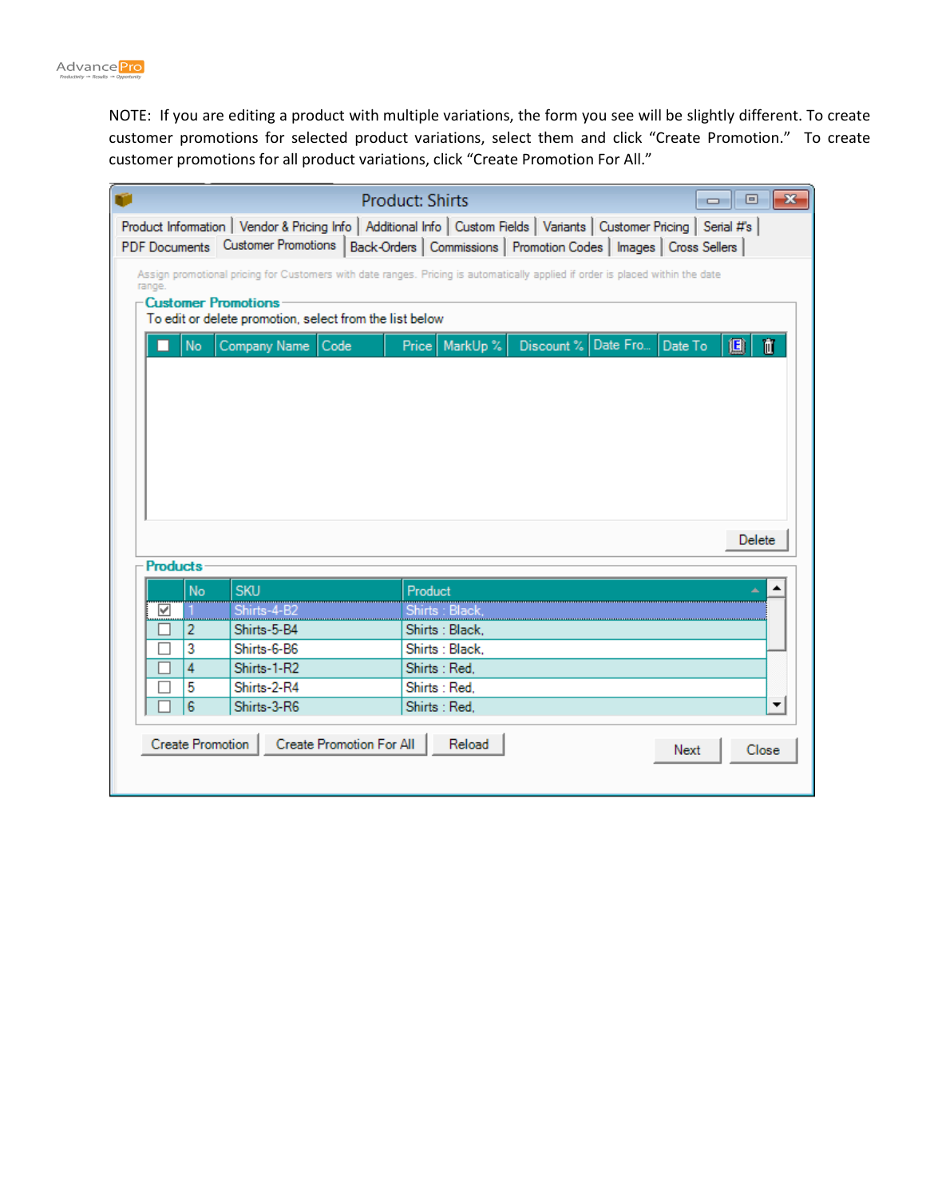NOTE: If you are editing a product with multiple variations, the form you see will be slightly different. To create customer promotions for selected product variations, select them and click "Create Promotion." To create customer promotions for all product variations, click "Create Promotion For All."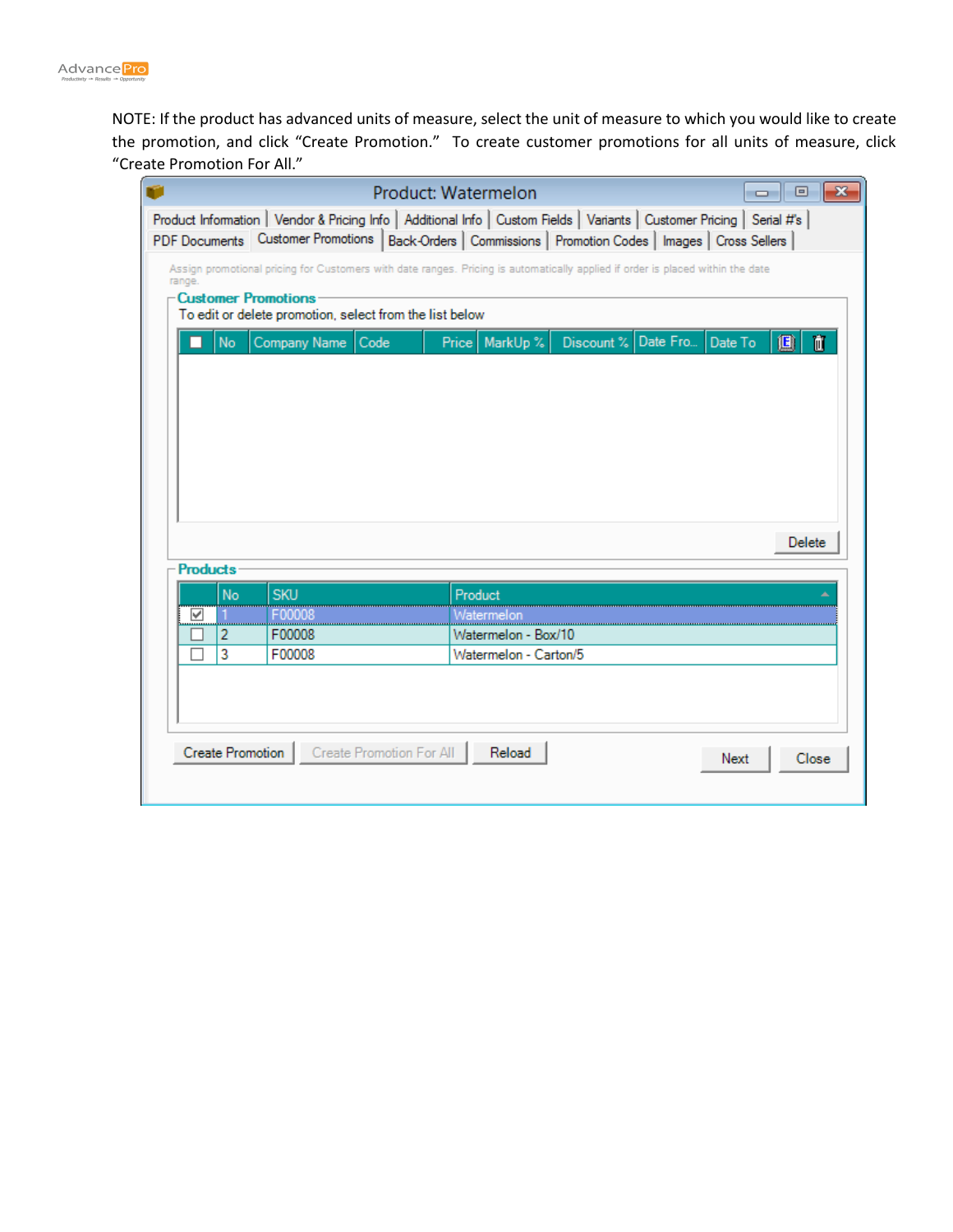NOTE: If the product has advanced units of measure, select the unit of measure to which you would like to create the promotion, and click "Create Promotion." To create customer promotions for all units of measure, click "Create Promotion For All."

Product: Watermelon

Product Information | Vendor & Pricing Info | Additional Info | Custom Fields | Variants | Customer Pricing | Serial #'s | PDF Documents | Customer Promotions | Back-Orders | Commissions | Promotion Codes | Images | Cross Sellers

Assign promotional pricing for Customers with date ranges. Pricing is automatically applied if order is placed within the date range.

**Customer Promotions**

To edit or delete promotion, select from the list below

| | No | Company Name | Code | Price | MarkUp % | Discount % | Date Fro... | Date To | | |
|---|---|---|---|---|---|---|---|---|---|---|

Delete

**Products**

| | No | SKU | Product |
|---|---|---|---|
| ☑ | 1 | F00008 | Watermelon |
| ☐ | 2 | F00008 | Watermelon - Box/10 |
| ☐ | 3 | F00008 | Watermelon - Carton/5 |

Create Promotion | Create Promotion For All | Reload | Next | Close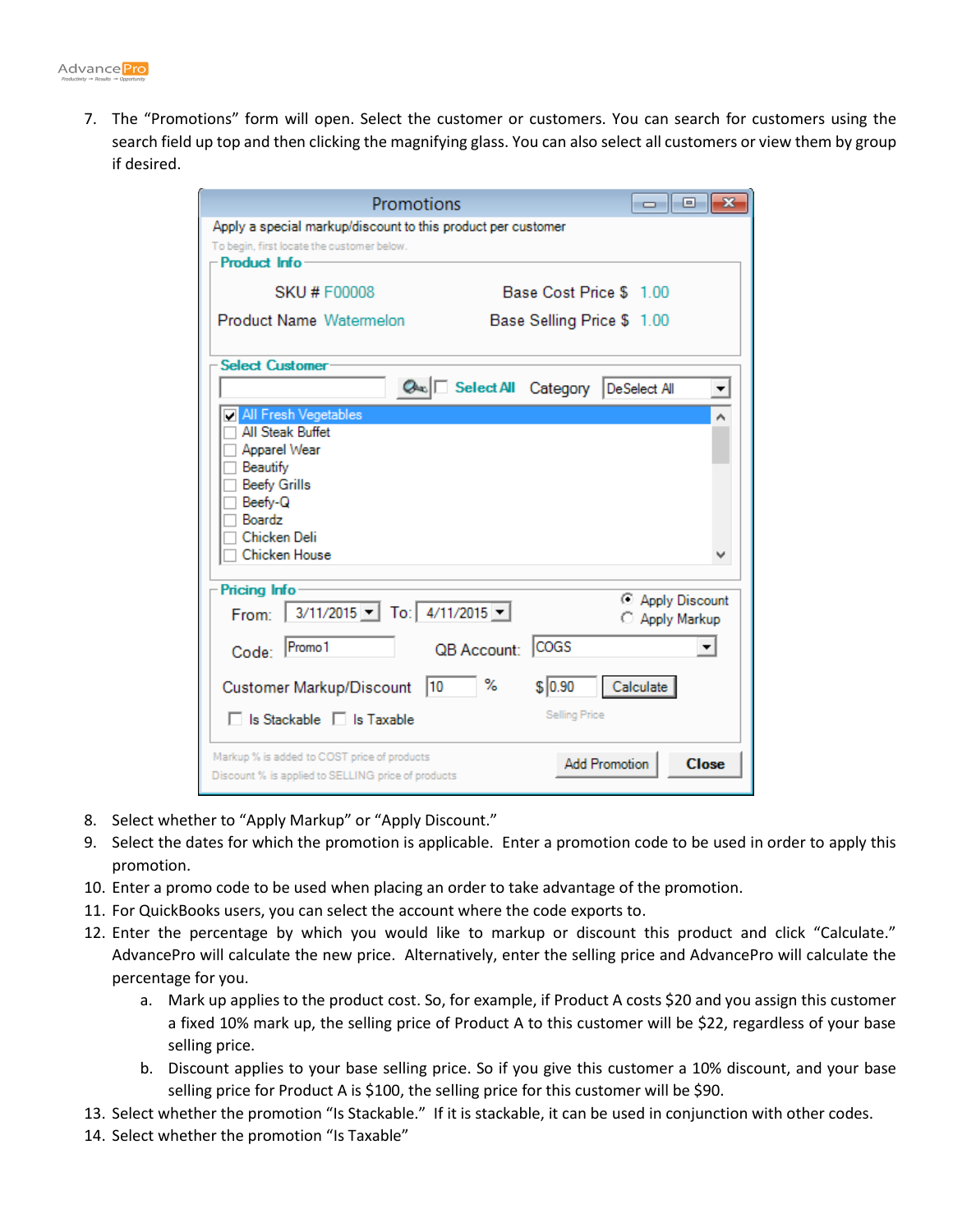7. The "Promotions" form will open. Select the customer or customers. You can search for customers using the search field up top and then clicking the magnifying glass. You can also select all customers or view them by group if desired.

8. Select whether to "Apply Markup" or "Apply Discount."
9. Select the dates for which the promotion is applicable. Enter a promotion code to be used in order to apply this promotion.
10. Enter a promo code to be used when placing an order to take advantage of the promotion.
11. For QuickBooks users, you can select the account where the code exports to.
12. Enter the percentage by which you would like to markup or discount this product and click "Calculate." AdvancePro will calculate the new price. Alternatively, enter the selling price and AdvancePro will calculate the percentage for you.
    a. Mark up applies to the product cost. So, for example, if Product A costs $20 and you assign this customer a fixed 10% mark up, the selling price of Product A to this customer will be $22, regardless of your base selling price.
    b. Discount applies to your base selling price. So if you give this customer a 10% discount, and your base selling price for Product A is $100, the selling price for this customer will be $90.
13. Select whether the promotion "Is Stackable." If it is stackable, it can be used in conjunction with other codes.
14. Select whether the promotion "Is Taxable"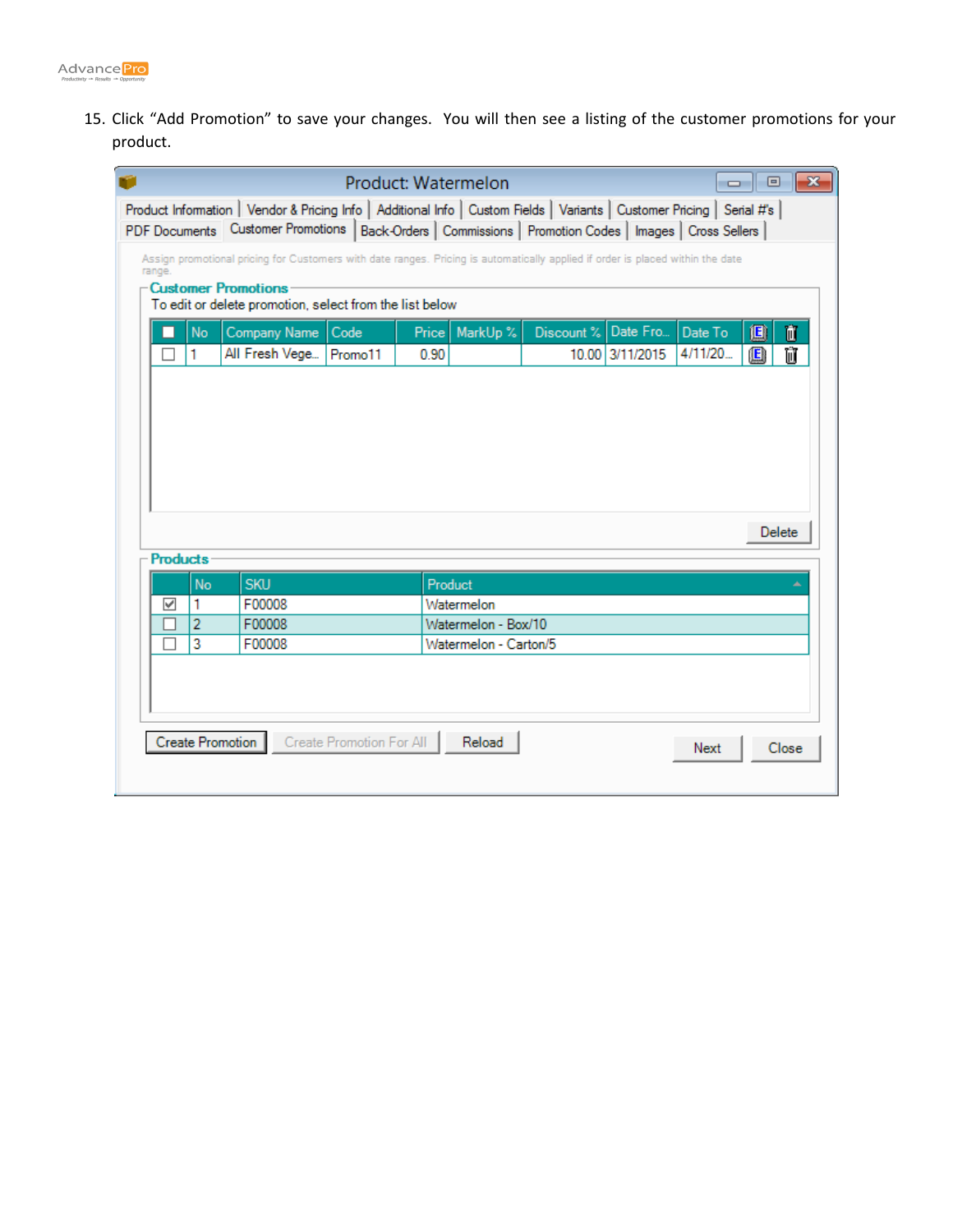15. Click “Add Promotion” to save your changes. You will then see a listing of the customer promotions for your product.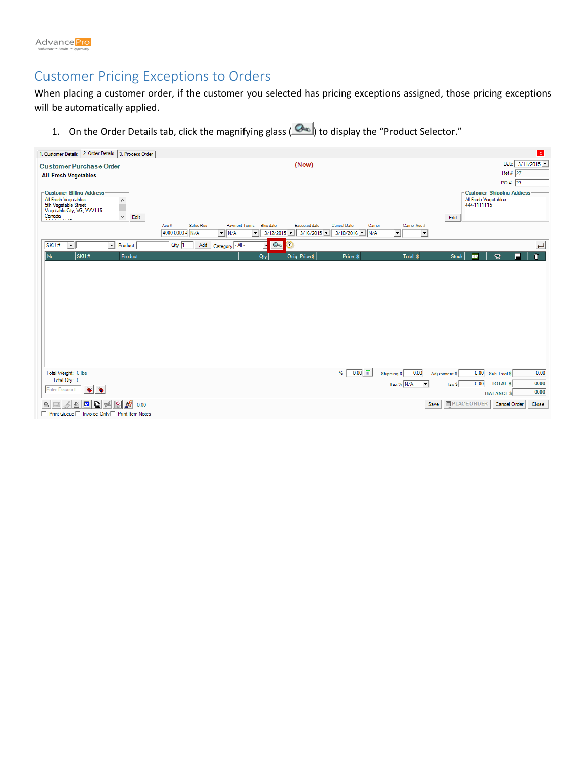# Customer Pricing Exceptions to Orders

When placing a customer order, if the customer you selected has pricing exceptions assigned, those pricing exceptions will be automatically applied.

1. On the Order Details tab, click the magnifying glass ( ) to display the "Product Selector."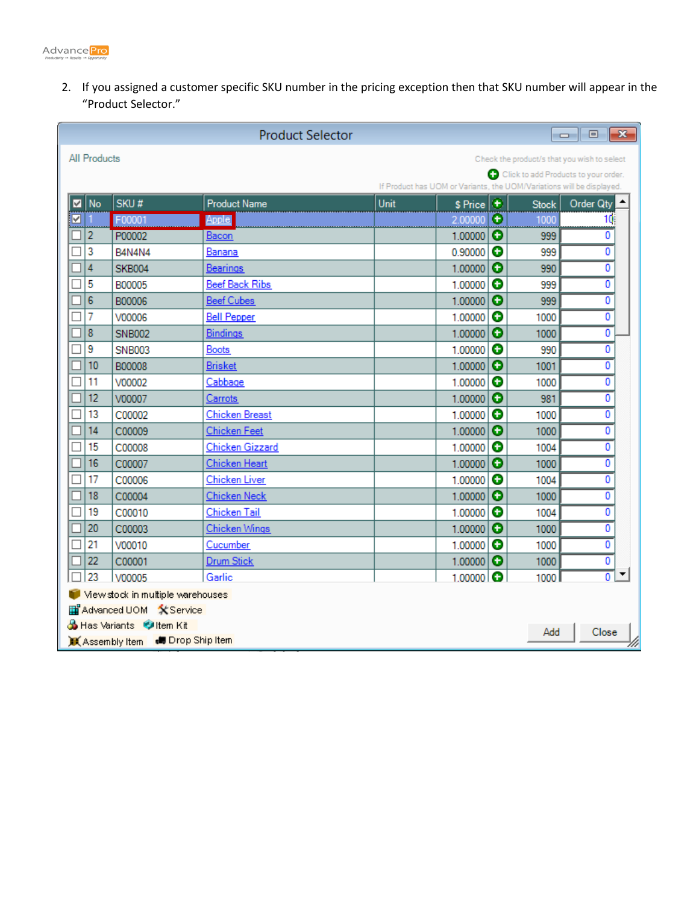2. If you assigned a customer specific SKU number in the pricing exception then that SKU number will appear in the "Product Selector."

**Product Selector**

All Products

Check the product/s that you wish to select

Click to add Products to your order.

If Product has UOM or Variants, the UOM/Variations will be displayed.

| ☑ | No | SKU # | Product Name | Unit | $ Price | | Stock | Order Qty |
|---|---|---|---|---|---|---|---|---|
| ☑ | 1 | F00001 | Apple | | 2.00000 | | 1000 | 10 |
| ☐ | 2 | P00002 | Bacon | | 1.00000 | | 999 | 0 |
| ☐ | 3 | B4N4N4 | Banana | | 0.90000 | | 999 | 0 |
| ☐ | 4 | SKB004 | Bearings | | 1.00000 | | 990 | 0 |
| ☐ | 5 | B00005 | Beef Back Ribs | | 1.00000 | | 999 | 0 |
| ☐ | 6 | B00006 | Beef Cubes | | 1.00000 | | 999 | 0 |
| ☐ | 7 | V00006 | Bell Pepper | | 1.00000 | | 1000 | 0 |
| ☐ | 8 | SNB002 | Bindings | | 1.00000 | | 1000 | 0 |
| ☐ | 9 | SNB003 | Boots | | 1.00000 | | 990 | 0 |
| ☐ | 10 | B00008 | Brisket | | 1.00000 | | 1001 | 0 |
| ☐ | 11 | V00002 | Cabbage | | 1.00000 | | 1000 | 0 |
| ☐ | 12 | V00007 | Carrots | | 1.00000 | | 981 | 0 |
| ☐ | 13 | C00002 | Chicken Breast | | 1.00000 | | 1000 | 0 |
| ☐ | 14 | C00009 | Chicken Feet | | 1.00000 | | 1000 | 0 |
| ☐ | 15 | C00008 | Chicken Gizzard | | 1.00000 | | 1004 | 0 |
| ☐ | 16 | C00007 | Chicken Heart | | 1.00000 | | 1000 | 0 |
| ☐ | 17 | C00006 | Chicken Liver | | 1.00000 | | 1004 | 0 |
| ☐ | 18 | C00004 | Chicken Neck | | 1.00000 | | 1000 | 0 |
| ☐ | 19 | C00010 | Chicken Tail | | 1.00000 | | 1004 | 0 |
| ☐ | 20 | C00003 | Chicken Wings | | 1.00000 | | 1000 | 0 |
| ☐ | 21 | V00010 | Cucumber | | 1.00000 | | 1000 | 0 |
| ☐ | 22 | C00001 | Drum Stick | | 1.00000 | | 1000 | 0 |
| ☐ | 23 | V00005 | Garlic | | 1.00000 | | 1000 | 0 |

View stock in multiple warehouses

Advanced UOM, Service

Has Variants, Item Kit

Assembly Item, Drop Ship Item

Add | Close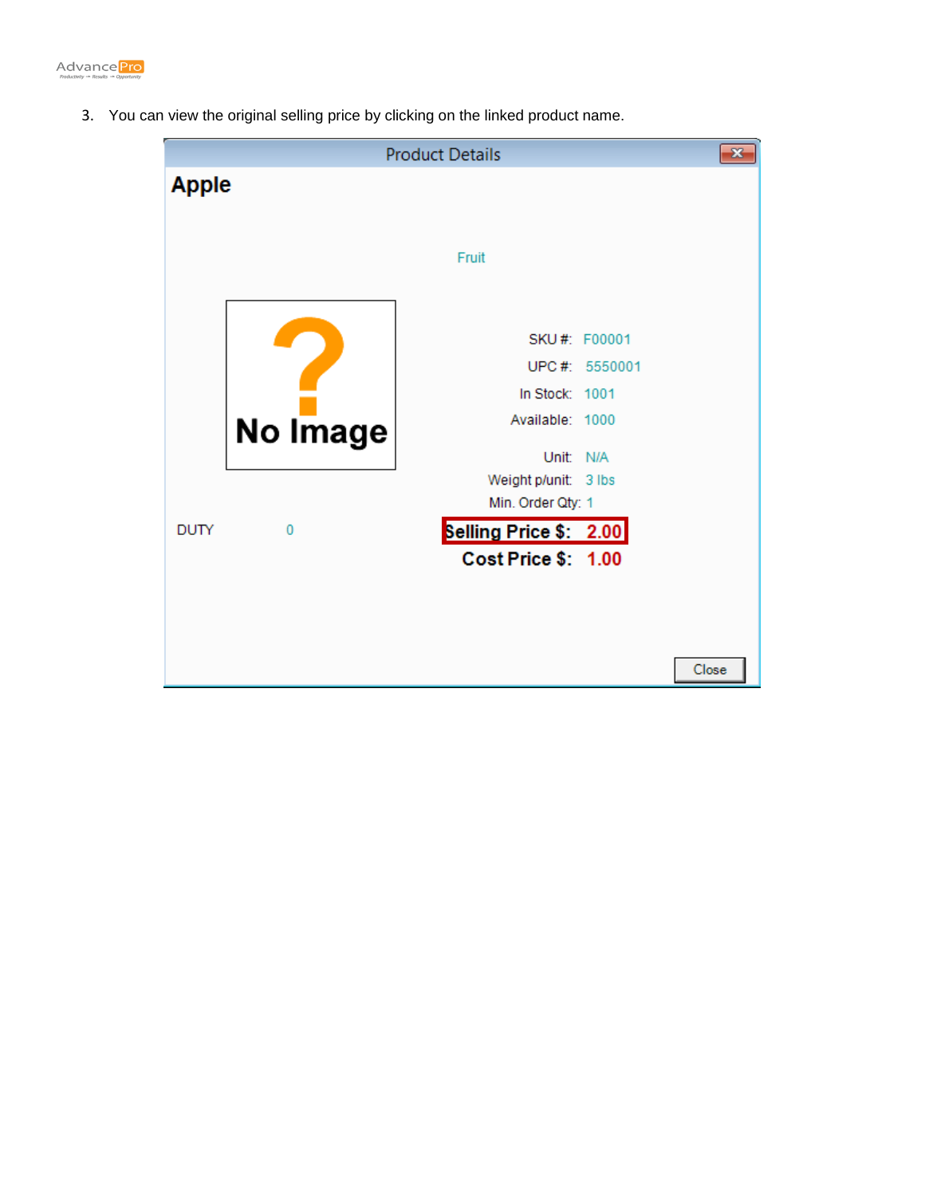3. You can view the original selling price by clicking on the linked product name.

Product Details

**Apple**

Fruit

No Image

SKU #: F00001

UPC #: 5550001

In Stock: 1001

Available: 1000

Unit: N/A

Weight p/unit: 3 lbs

Min. Order Qty: 1

DUTY 0

**Selling Price $: 2.00**

**Cost Price $: 1.00**

Close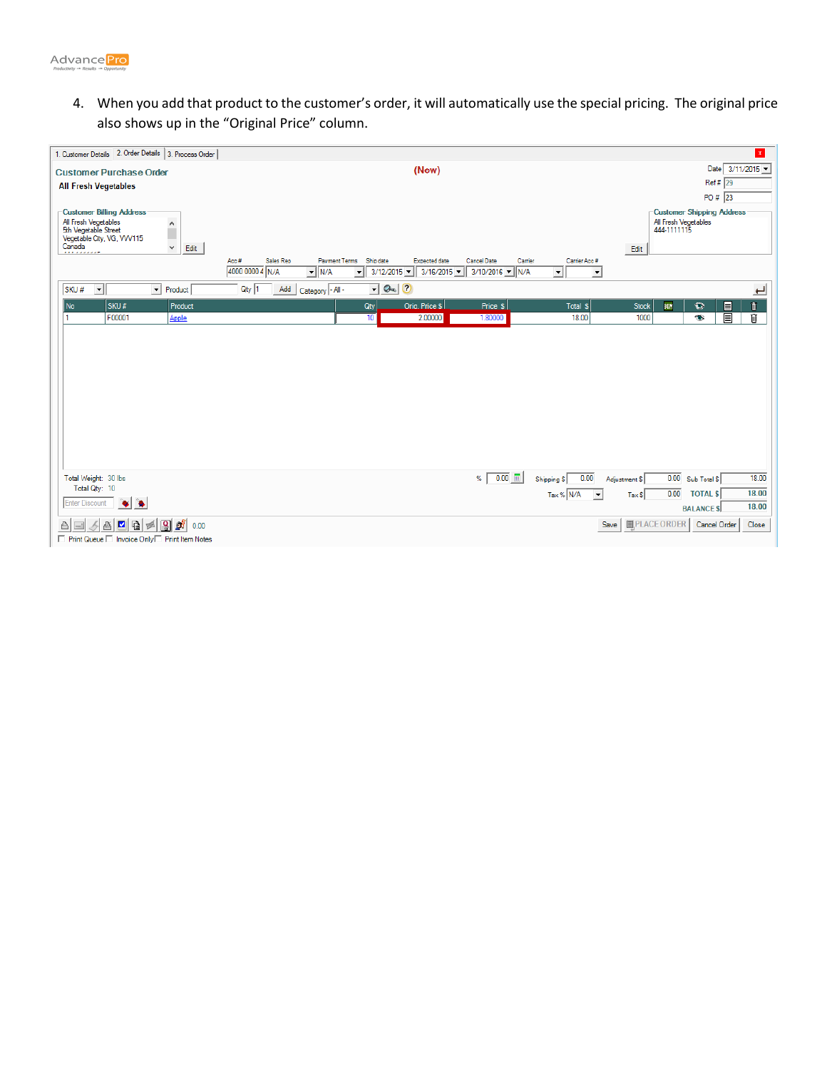4. When you add that product to the customer's order, it will automatically use the special pricing. The original price also shows up in the "Original Price" column.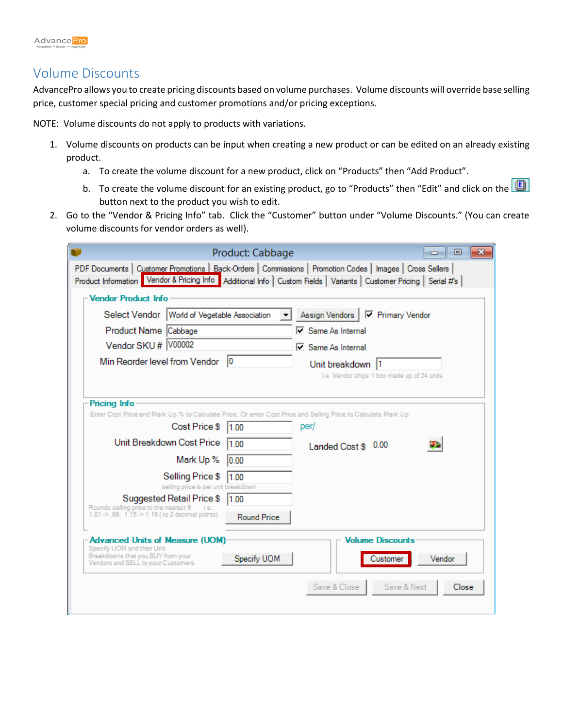# Volume Discounts

AdvancePro allows you to create pricing discounts based on volume purchases. Volume discounts will override base selling price, customer special pricing and customer promotions and/or pricing exceptions.

NOTE: Volume discounts do not apply to products with variations.

1. Volume discounts on products can be input when creating a new product or can be edited on an already existing product.
   a. To create the volume discount for a new product, click on "Products" then "Add Product".
   b. To create the volume discount for an existing product, go to "Products" then "Edit" and click on the [E] button next to the product you wish to edit.
2. Go to the "Vendor & Pricing Info" tab. Click the "Customer" button under "Volume Discounts." (You can create volume discounts for vendor orders as well).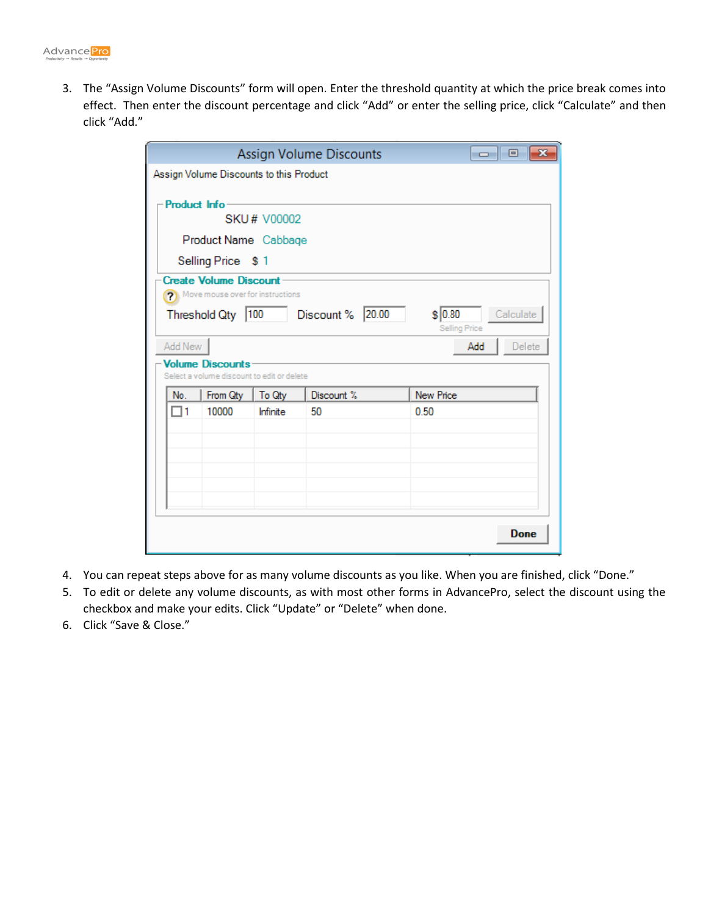3. The “Assign Volume Discounts” form will open. Enter the threshold quantity at which the price break comes into effect. Then enter the discount percentage and click “Add” or enter the selling price, click “Calculate” and then click “Add.”

4. You can repeat steps above for as many volume discounts as you like. When you are finished, click “Done.”
5. To edit or delete any volume discounts, as with most other forms in AdvancePro, select the discount using the checkbox and make your edits. Click “Update” or “Delete” when done.
6. Click “Save & Close.”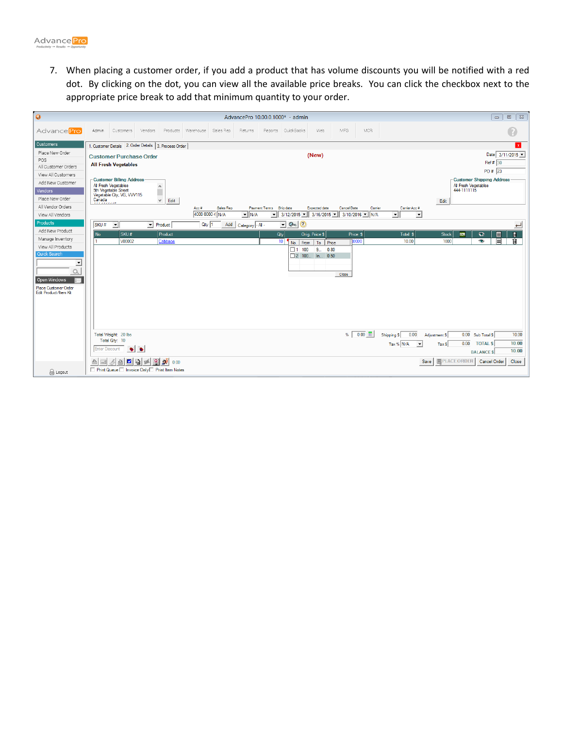7. When placing a customer order, if you add a product that has volume discounts you will be notified with a red dot. By clicking on the dot, you can view all the available price breaks. You can click the checkbox next to the appropriate price break to add that minimum quantity to your order.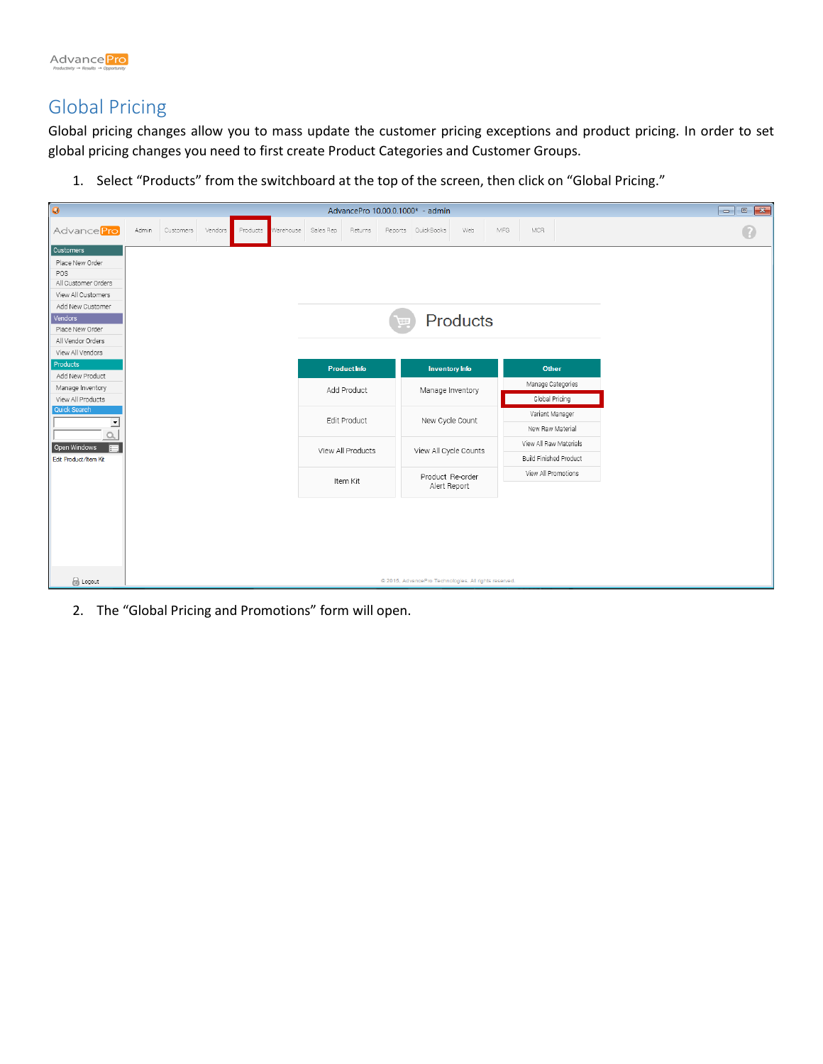## Global Pricing

Global pricing changes allow you to mass update the customer pricing exceptions and product pricing. In order to set global pricing changes you need to first create Product Categories and Customer Groups.

1. Select "Products" from the switchboard at the top of the screen, then click on "Global Pricing."

2. The "Global Pricing and Promotions" form will open.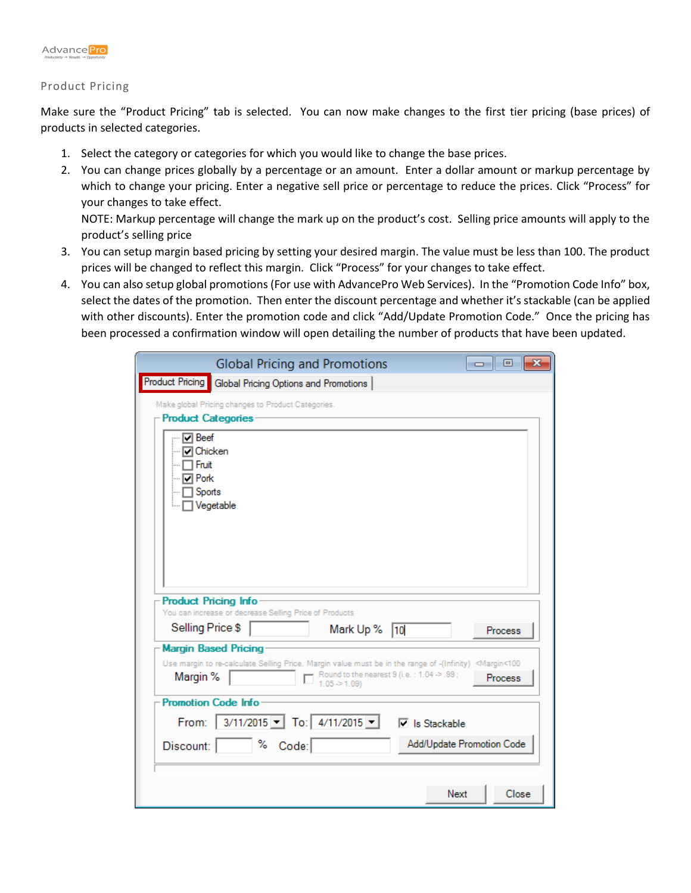## Product Pricing

Make sure the "Product Pricing" tab is selected. You can now make changes to the first tier pricing (base prices) of products in selected categories.

1. Select the category or categories for which you would like to change the base prices.
2. You can change prices globally by a percentage or an amount. Enter a dollar amount or markup percentage by which to change your pricing. Enter a negative sell price or percentage to reduce the prices. Click "Process" for your changes to take effect.
   NOTE: Markup percentage will change the mark up on the product's cost. Selling price amounts will apply to the product's selling price
3. You can setup margin based pricing by setting your desired margin. The value must be less than 100. The product prices will be changed to reflect this margin. Click "Process" for your changes to take effect.
4. You can also setup global promotions (For use with AdvancePro Web Services). In the "Promotion Code Info" box, select the dates of the promotion. Then enter the discount percentage and whether it's stackable (can be applied with other discounts). Enter the promotion code and click "Add/Update Promotion Code." Once the pricing has been processed a confirmation window will open detailing the number of products that have been updated.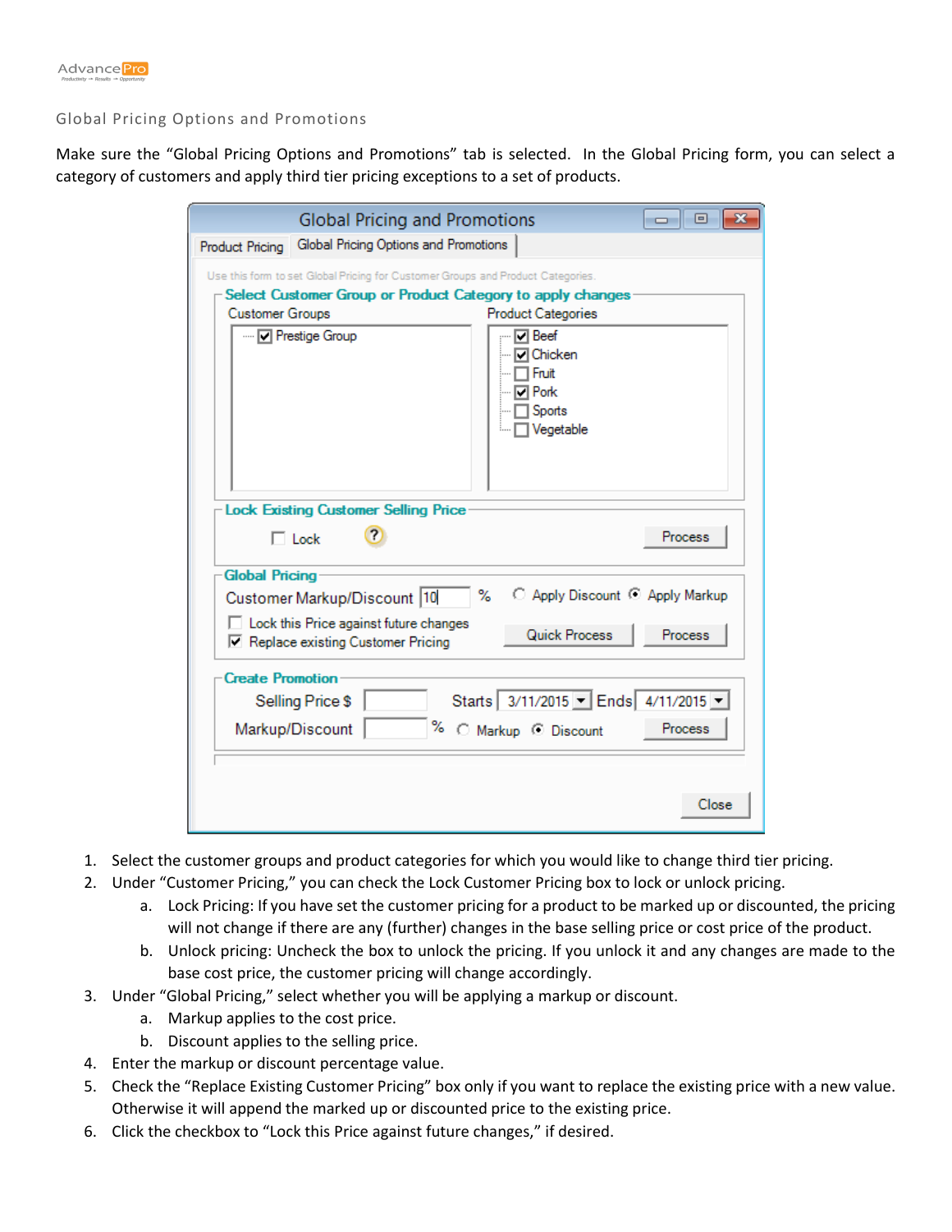## Global Pricing Options and Promotions

Make sure the "Global Pricing Options and Promotions" tab is selected. In the Global Pricing form, you can select a category of customers and apply third tier pricing exceptions to a set of products.

1. Select the customer groups and product categories for which you would like to change third tier pricing.
2. Under "Customer Pricing," you can check the Lock Customer Pricing box to lock or unlock pricing.
   a. Lock Pricing: If you have set the customer pricing for a product to be marked up or discounted, the pricing will not change if there are any (further) changes in the base selling price or cost price of the product.
   b. Unlock pricing: Uncheck the box to unlock the pricing. If you unlock it and any changes are made to the base cost price, the customer pricing will change accordingly.
3. Under "Global Pricing," select whether you will be applying a markup or discount.
   a. Markup applies to the cost price.
   b. Discount applies to the selling price.
4. Enter the markup or discount percentage value.
5. Check the "Replace Existing Customer Pricing" box only if you want to replace the existing price with a new value. Otherwise it will append the marked up or discounted price to the existing price.
6. Click the checkbox to "Lock this Price against future changes," if desired.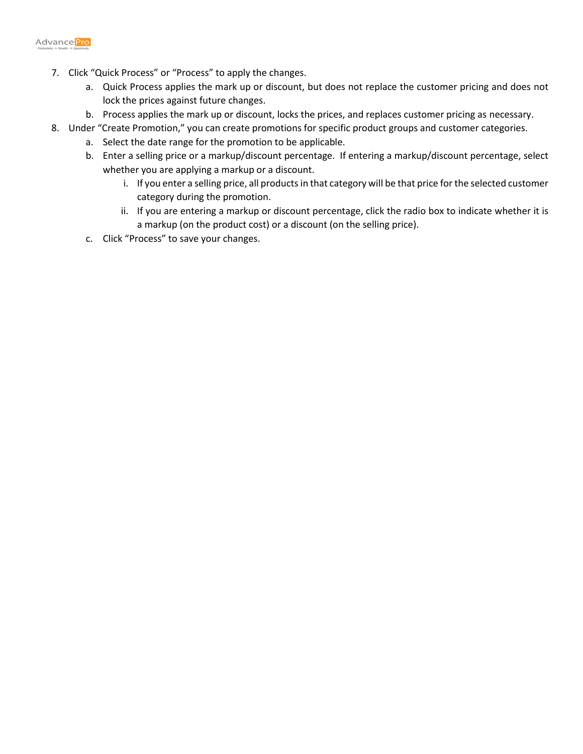7. Click “Quick Process” or “Process” to apply the changes.
    a. Quick Process applies the mark up or discount, but does not replace the customer pricing and does not lock the prices against future changes.
    b. Process applies the mark up or discount, locks the prices, and replaces customer pricing as necessary.
8. Under “Create Promotion,” you can create promotions for specific product groups and customer categories.
    a. Select the date range for the promotion to be applicable.
    b. Enter a selling price or a markup/discount percentage. If entering a markup/discount percentage, select whether you are applying a markup or a discount.
        i. If you enter a selling price, all products in that category will be that price for the selected customer category during the promotion.
        ii. If you are entering a markup or discount percentage, click the radio box to indicate whether it is a markup (on the product cost) or a discount (on the selling price).
    c. Click “Process” to save your changes.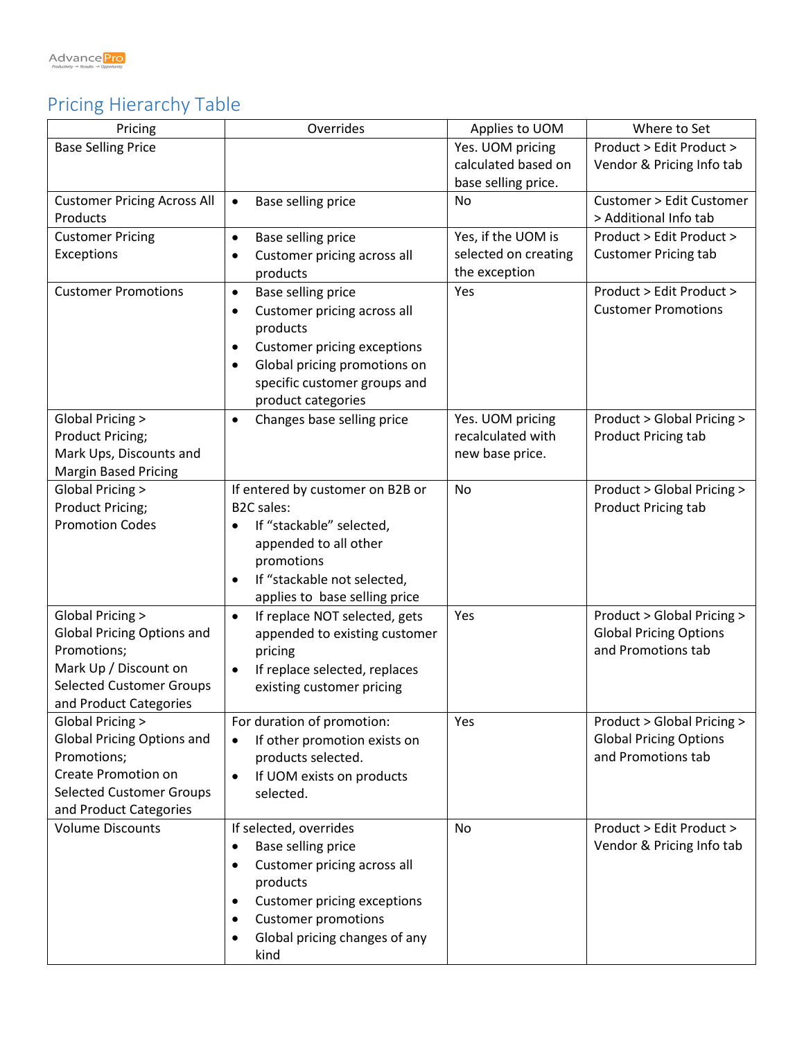## Pricing Hierarchy Table

| Pricing | Overrides | Applies to UOM | Where to Set |
|---|---|---|---|
| Base Selling Price | | Yes. UOM pricing calculated based on base selling price. | Product > Edit Product > Vendor & Pricing Info tab |
| Customer Pricing Across All Products | • Base selling price | No | Customer > Edit Customer > Additional Info tab |
| Customer Pricing Exceptions | • Base selling price<br>• Customer pricing across all products | Yes, if the UOM is selected on creating the exception | Product > Edit Product > Customer Pricing tab |
| Customer Promotions | • Base selling price<br>• Customer pricing across all products<br>• Customer pricing exceptions<br>• Global pricing promotions on specific customer groups and product categories | Yes | Product > Edit Product > Customer Promotions |
| Global Pricing > Product Pricing; Mark Ups, Discounts and Margin Based Pricing | • Changes base selling price | Yes. UOM pricing recalculated with new base price. | Product > Global Pricing > Product Pricing tab |
| Global Pricing > Product Pricing; Promotion Codes | If entered by customer on B2B or B2C sales:<br>• If "stackable" selected, appended to all other promotions<br>• If "stackable not selected, applies to base selling price | No | Product > Global Pricing > Product Pricing tab |
| Global Pricing > Global Pricing Options and Promotions; Mark Up / Discount on Selected Customer Groups and Product Categories | • If replace NOT selected, gets appended to existing customer pricing<br>• If replace selected, replaces existing customer pricing | Yes | Product > Global Pricing > Global Pricing Options and Promotions tab |
| Global Pricing > Global Pricing Options and Promotions; Create Promotion on Selected Customer Groups and Product Categories | For duration of promotion:<br>• If other promotion exists on products selected.<br>• If UOM exists on products selected. | Yes | Product > Global Pricing > Global Pricing Options and Promotions tab |
| Volume Discounts | If selected, overrides<br>• Base selling price<br>• Customer pricing across all products<br>• Customer pricing exceptions<br>• Customer promotions<br>• Global pricing changes of any kind | No | Product > Edit Product > Vendor & Pricing Info tab |